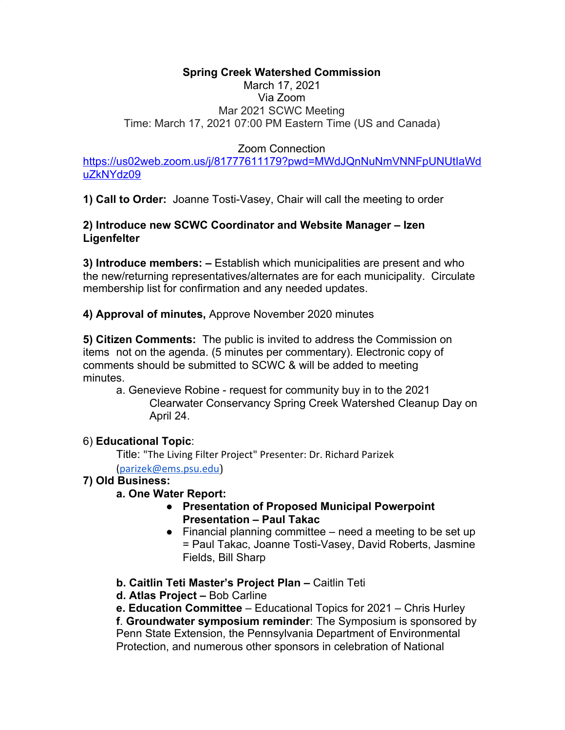**Spring Creek Watershed Commission**

March 17, 2021

Via Zoom

Mar 2021 SCWC Meeting

Time: March 17, 2021 07:00 PM Eastern Time (US and Canada)

Zoom Connection

https://us02web.zoom.us/j/81777611179?pwd=MWdJQnNuNmVNNFpUNUtIaWduZkNYdz09

**1) Call to Order:** Joanne Tosti-Vasey, Chair will call the meeting to order

**2) Introduce new SCWC Coordinator and Website Manager – Izen Ligenfelter**

**3) Introduce members: –** Establish which municipalities are present and who the new/returning representatives/alternates are for each municipality. Circulate membership list for confirmation and any needed updates.

**4) Approval of minutes,** Approve November 2020 minutes

**5) Citizen Comments:** The public is invited to address the Commission on items not on the agenda. (5 minutes per commentary). Electronic copy of comments should be submitted to SCWC & will be added to meeting minutes.

a. Genevieve Robine - request for community buy in to the 2021 Clearwater Conservancy Spring Creek Watershed Cleanup Day on April 24.

6) **Educational Topic**:

Title: "The Living Filter Project" Presenter: Dr. Richard Parizek (parizek@ems.psu.edu)

**7) Old Business:**

**a. One Water Report:**

- **Presentation of Proposed Municipal Powerpoint Presentation – Paul Takac**
- Financial planning committee – need a meeting to be set up = Paul Takac, Joanne Tosti-Vasey, David Roberts, Jasmine Fields, Bill Sharp

**b. Caitlin Teti Master's Project Plan –** Caitlin Teti

**d. Atlas Project –** Bob Carline

**e. Education Committee** – Educational Topics for 2021 – Chris Hurley

**f**. **Groundwater symposium reminder**: The Symposium is sponsored by Penn State Extension, the Pennsylvania Department of Environmental Protection, and numerous other sponsors in celebration of National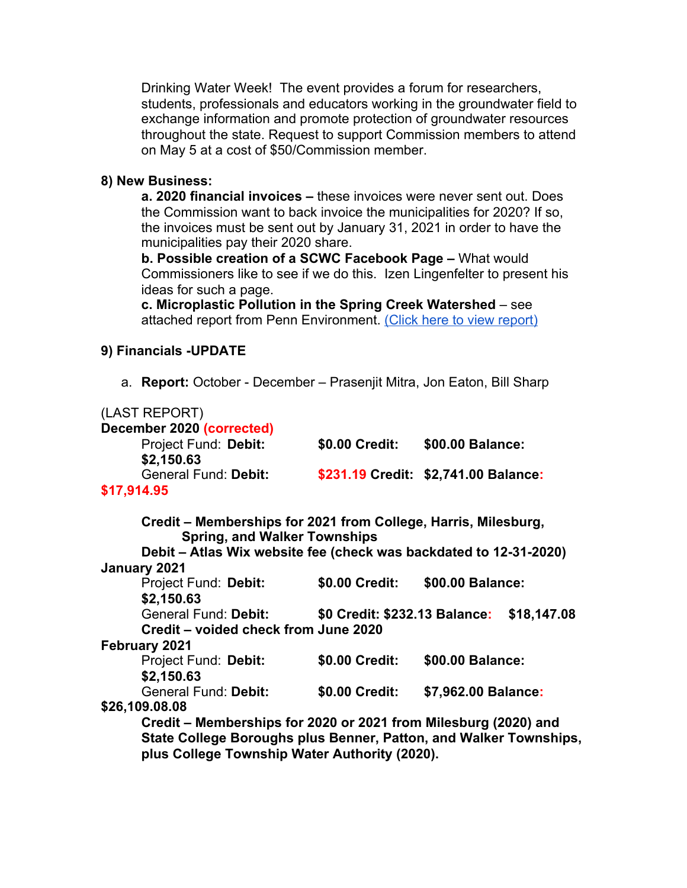Drinking Water Week! The event provides a forum for researchers, students, professionals and educators working in the groundwater field to exchange information and promote protection of groundwater resources throughout the state. Request to support Commission members to attend on May 5 at a cost of $50/Commission member.

**8) New Business:**

**a. 2020 financial invoices –** these invoices were never sent out. Does the Commission want to back invoice the municipalities for 2020? If so, the invoices must be sent out by January 31, 2021 in order to have the municipalities pay their 2020 share.

**b. Possible creation of a SCWC Facebook Page –** What would Commissioners like to see if we do this. Izen Lingenfelter to present his ideas for such a page.

**c. Microplastic Pollution in the Spring Creek Watershed** – see attached report from Penn Environment. [(Click here to view report)]

**9) Financials -UPDATE**

a. **Report:** October - December – Prasenjit Mitra, Jon Eaton, Bill Sharp

(LAST REPORT)

**December 2020 (corrected)**

Project Fund: **Debit: $0.00 Credit: $00.00 Balance: $2,150.63**

General Fund: **Debit: $231.19 Credit: $2,741.00 Balance: $17,914.95**

**Credit – Memberships for 2021 from College, Harris, Milesburg, Spring, and Walker Townships**

**Debit – Atlas Wix website fee (check was backdated to 12-31-2020)**

**January 2021**

Project Fund: **Debit: $0.00 Credit: $00.00 Balance: $2,150.63**

General Fund: **Debit: $0 Credit: $232.13 Balance: $18,147.08**

**Credit – voided check from June 2020**

**February 2021**

Project Fund: **Debit: $0.00 Credit: $00.00 Balance: $2,150.63**

General Fund: **Debit: $0.00 Credit: $7,962.00 Balance: $26,109.08.08**

**Credit – Memberships for 2020 or 2021 from Milesburg (2020) and State College Boroughs plus Benner, Patton, and Walker Townships, plus College Township Water Authority (2020).**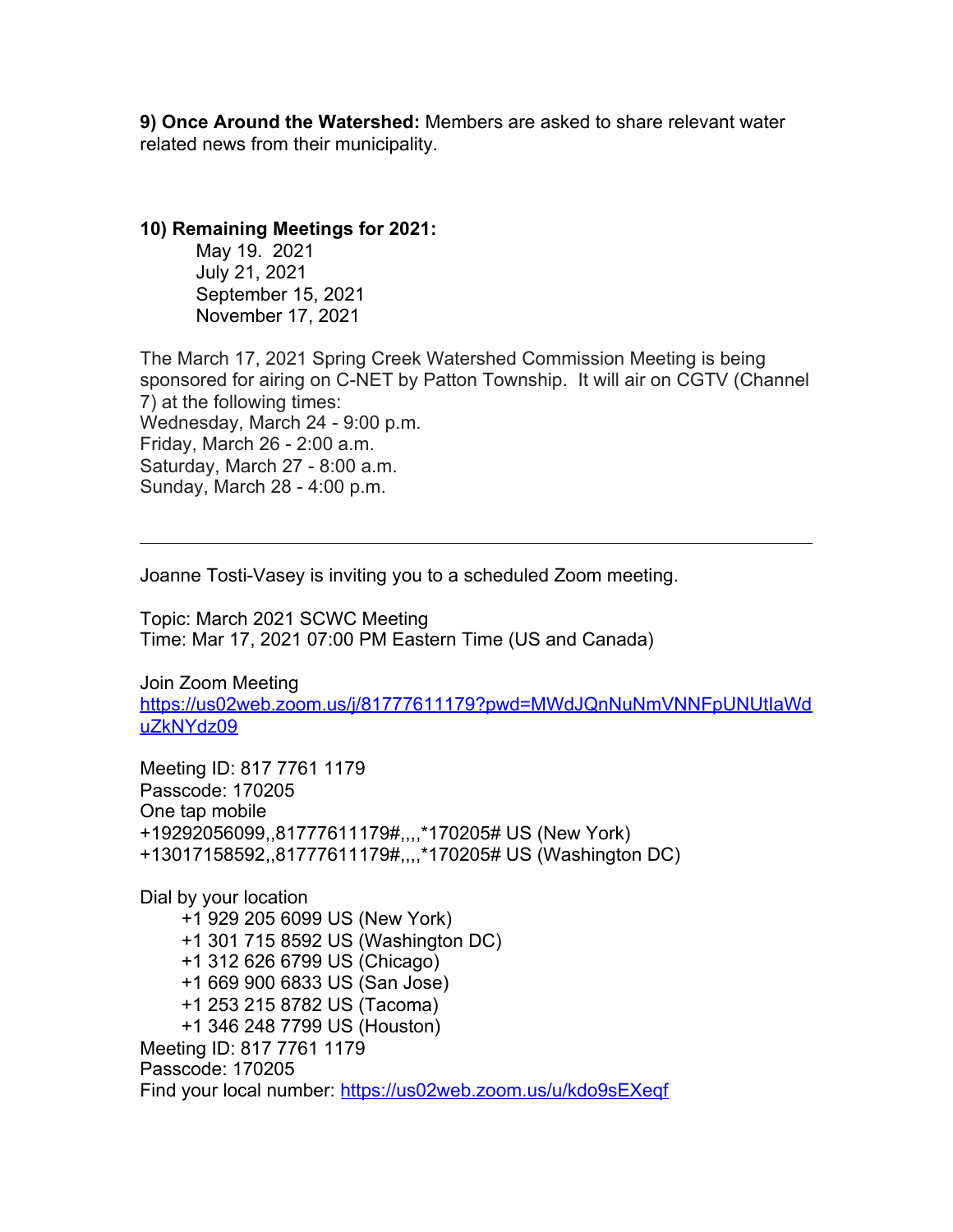**9) Once Around the Watershed:** Members are asked to share relevant water related news from their municipality.

**10) Remaining Meetings for 2021:**

May 19. 2021
July 21, 2021
September 15, 2021
November 17, 2021

The March 17, 2021 Spring Creek Watershed Commission Meeting is being sponsored for airing on C-NET by Patton Township. It will air on CGTV (Channel 7) at the following times:
Wednesday, March 24 - 9:00 p.m.
Friday, March 26 - 2:00 a.m.
Saturday, March 27 - 8:00 a.m.
Sunday, March 28 - 4:00 p.m.

---

Joanne Tosti-Vasey is inviting you to a scheduled Zoom meeting.

Topic: March 2021 SCWC Meeting
Time: Mar 17, 2021 07:00 PM Eastern Time (US and Canada)

Join Zoom Meeting
https://us02web.zoom.us/j/81777611179?pwd=MWdJQnNuNmVNNFpUNUtIaWduZkNYdz09

Meeting ID: 817 7761 1179
Passcode: 170205
One tap mobile
+19292056099,,81777611179#,,,,*170205# US (New York)
+13017158592,,81777611179#,,,,*170205# US (Washington DC)

Dial by your location
+1 929 205 6099 US (New York)
+1 301 715 8592 US (Washington DC)
+1 312 626 6799 US (Chicago)
+1 669 900 6833 US (San Jose)
+1 253 215 8782 US (Tacoma)
+1 346 248 7799 US (Houston)
Meeting ID: 817 7761 1179
Passcode: 170205
Find your local number: https://us02web.zoom.us/u/kdo9sEXeqf